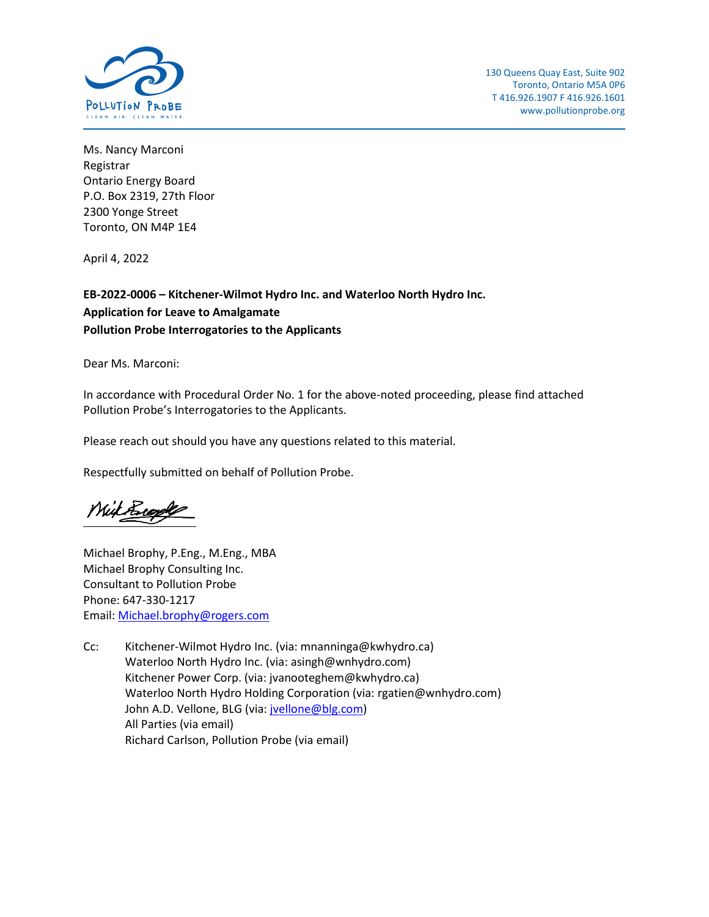POLLUTION PROBE
CLEAN AIR. CLEAN WATER.

130 Queens Quay East, Suite 902
Toronto, Ontario M5A 0P6
T 416.926.1907 F 416.926.1601
www.pollutionprobe.org

Ms. Nancy Marconi
Registrar
Ontario Energy Board
P.O. Box 2319, 27th Floor
2300 Yonge Street
Toronto, ON M4P 1E4

April 4, 2022

**EB-2022-0006 – Kitchener-Wilmot Hydro Inc. and Waterloo North Hydro Inc.**
**Application for Leave to Amalgamate**
**Pollution Probe Interrogatories to the Applicants**

Dear Ms. Marconi:

In accordance with Procedural Order No. 1 for the above-noted proceeding, please find attached Pollution Probe's Interrogatories to the Applicants.

Please reach out should you have any questions related to this material.

Respectfully submitted on behalf of Pollution Probe.

Michael Brophy, P.Eng., M.Eng., MBA
Michael Brophy Consulting Inc.
Consultant to Pollution Probe
Phone: 647-330-1217
Email: Michael.brophy@rogers.com

Cc: Kitchener-Wilmot Hydro Inc. (via: mnanninga@kwhydro.ca)
Waterloo North Hydro Inc. (via: asingh@wnhydro.com)
Kitchener Power Corp. (via: jvanooteghem@kwhydro.ca)
Waterloo North Hydro Holding Corporation (via: rgatien@wnhydro.com)
John A.D. Vellone, BLG (via: jvellone@blg.com)
All Parties (via email)
Richard Carlson, Pollution Probe (via email)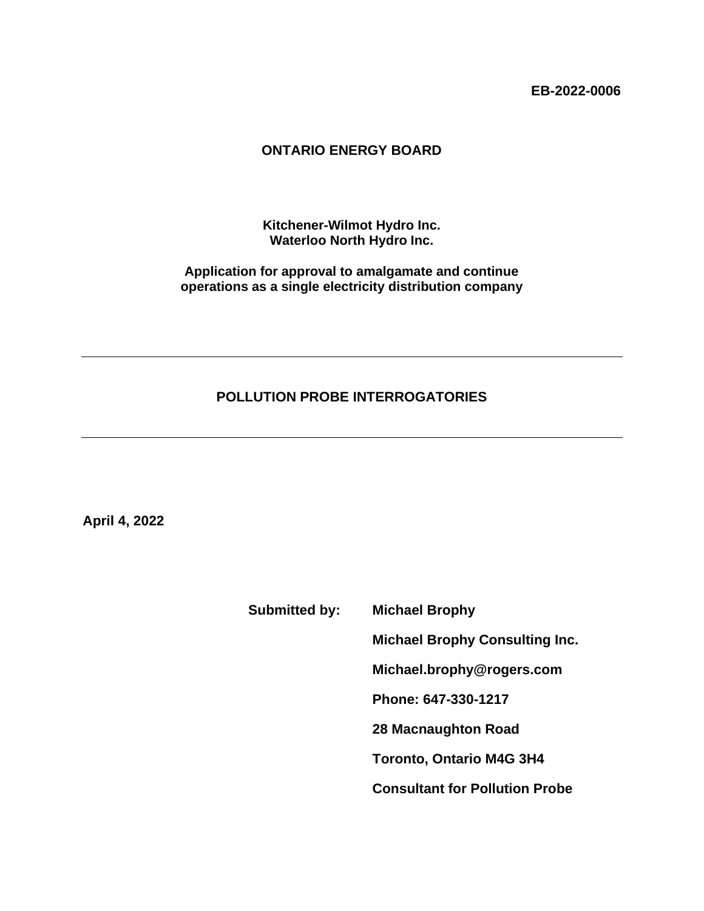**EB-2022-0006**

**ONTARIO ENERGY BOARD**

**Kitchener-Wilmot Hydro Inc.**
**Waterloo North Hydro Inc.**

**Application for approval to amalgamate and continue operations as a single electricity distribution company**

---

## POLLUTION PROBE INTERROGATORIES

---

**April 4, 2022**

**Submitted by:** **Michael Brophy**

**Michael Brophy Consulting Inc.**

**Michael.brophy@rogers.com**

**Phone: 647-330-1217**

**28 Macnaughton Road**

**Toronto, Ontario M4G 3H4**

**Consultant for Pollution Probe**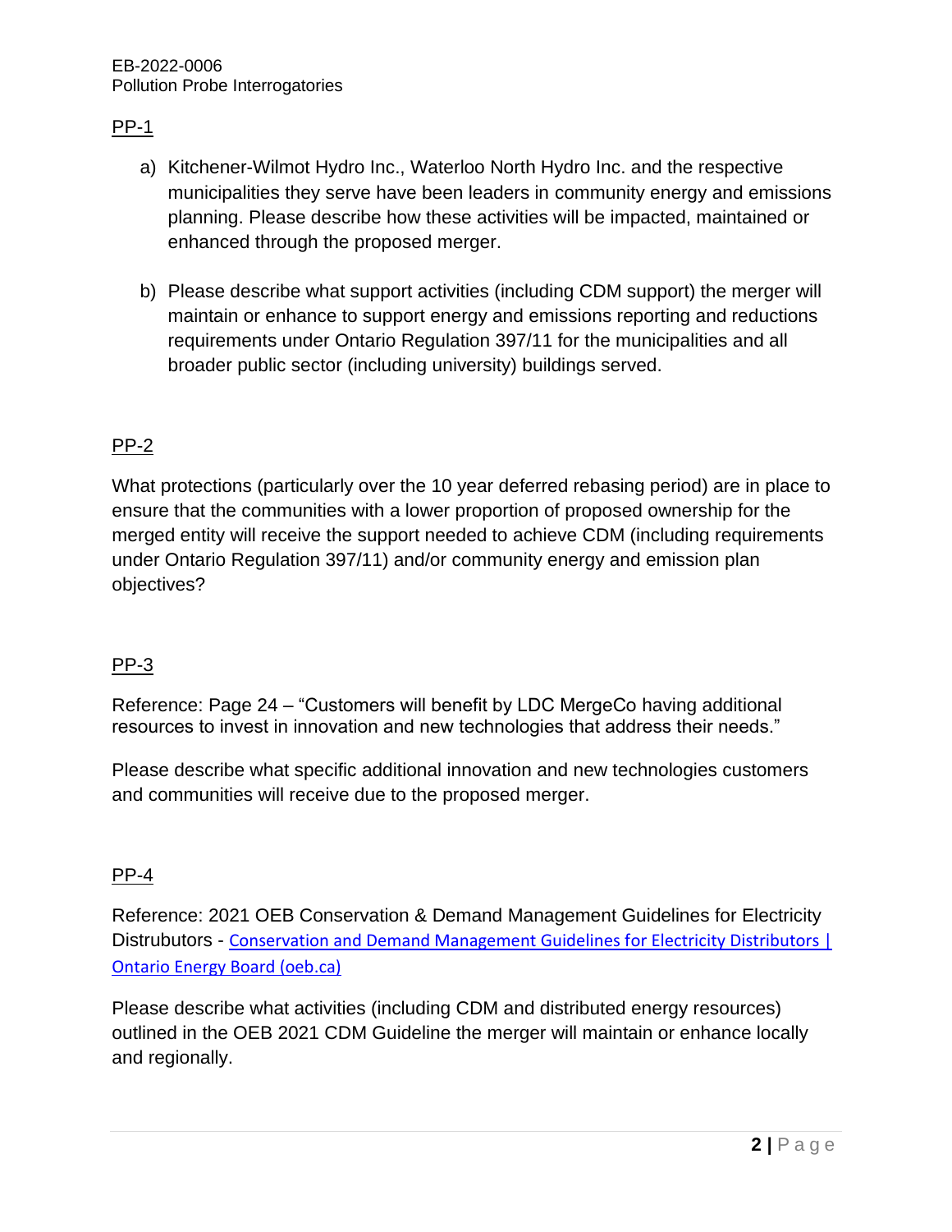## PP-1

a) Kitchener-Wilmot Hydro Inc., Waterloo North Hydro Inc. and the respective municipalities they serve have been leaders in community energy and emissions planning. Please describe how these activities will be impacted, maintained or enhanced through the proposed merger.

b) Please describe what support activities (including CDM support) the merger will maintain or enhance to support energy and emissions reporting and reductions requirements under Ontario Regulation 397/11 for the municipalities and all broader public sector (including university) buildings served.

## PP-2

What protections (particularly over the 10 year deferred rebasing period) are in place to ensure that the communities with a lower proportion of proposed ownership for the merged entity will receive the support needed to achieve CDM (including requirements under Ontario Regulation 397/11) and/or community energy and emission plan objectives?

## PP-3

Reference: Page 24 – "Customers will benefit by LDC MergeCo having additional resources to invest in innovation and new technologies that address their needs."

Please describe what specific additional innovation and new technologies customers and communities will receive due to the proposed merger.

## PP-4

Reference: 2021 OEB Conservation & Demand Management Guidelines for Electricity Distrubutors - [Conservation and Demand Management Guidelines for Electricity Distributors | Ontario Energy Board (oeb.ca)]

Please describe what activities (including CDM and distributed energy resources) outlined in the OEB 2021 CDM Guideline the merger will maintain or enhance locally and regionally.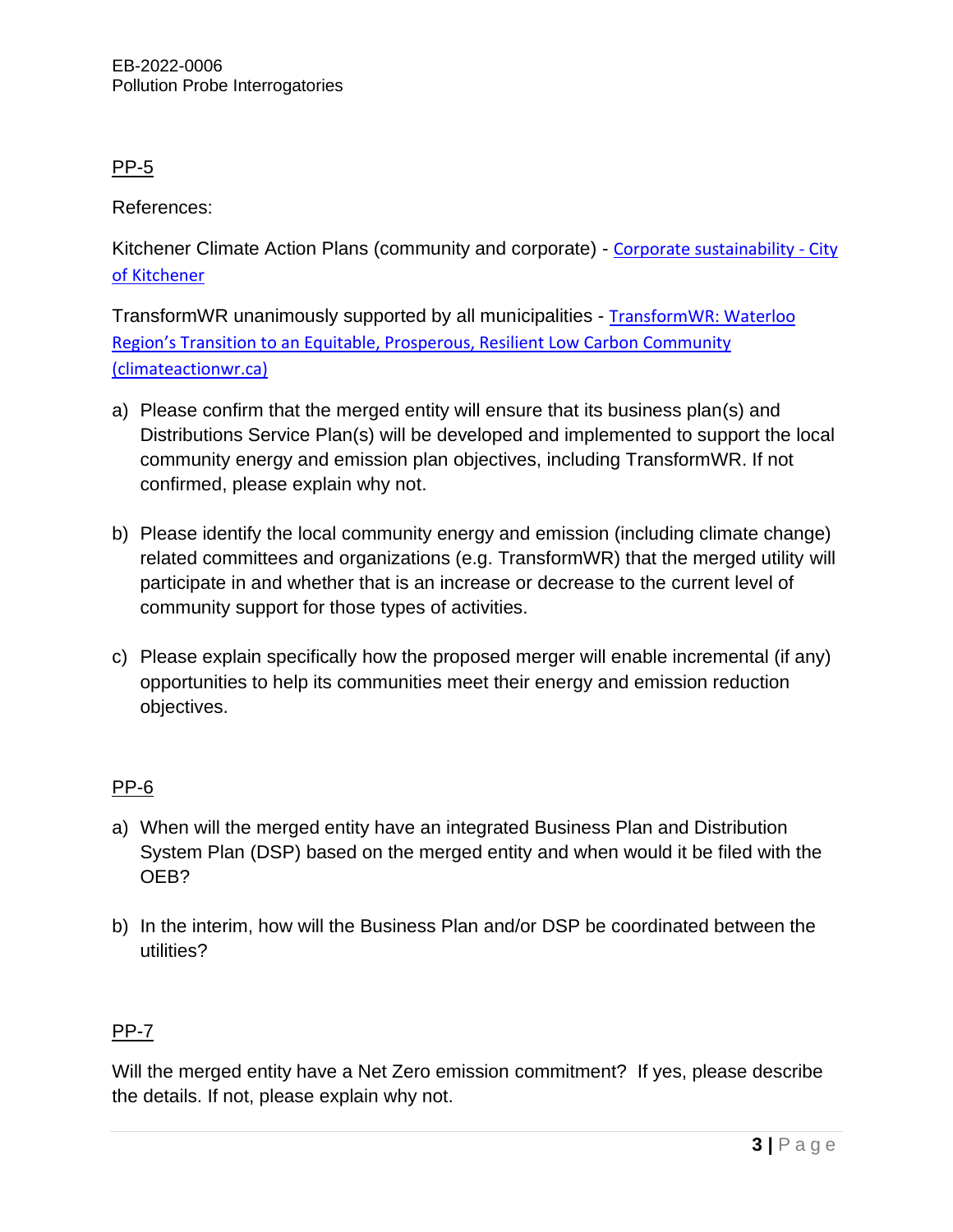## PP-5

References:

Kitchener Climate Action Plans (community and corporate) - [Corporate sustainability - City of Kitchener]

TransformWR unanimously supported by all municipalities - [TransformWR: Waterloo Region's Transition to an Equitable, Prosperous, Resilient Low Carbon Community (climateactionwr.ca)]

a) Please confirm that the merged entity will ensure that its business plan(s) and Distributions Service Plan(s) will be developed and implemented to support the local community energy and emission plan objectives, including TransformWR. If not confirmed, please explain why not.

b) Please identify the local community energy and emission (including climate change) related committees and organizations (e.g. TransformWR) that the merged utility will participate in and whether that is an increase or decrease to the current level of community support for those types of activities.

c) Please explain specifically how the proposed merger will enable incremental (if any) opportunities to help its communities meet their energy and emission reduction objectives.

## PP-6

a) When will the merged entity have an integrated Business Plan and Distribution System Plan (DSP) based on the merged entity and when would it be filed with the OEB?

b) In the interim, how will the Business Plan and/or DSP be coordinated between the utilities?

## PP-7

Will the merged entity have a Net Zero emission commitment? If yes, please describe the details. If not, please explain why not.